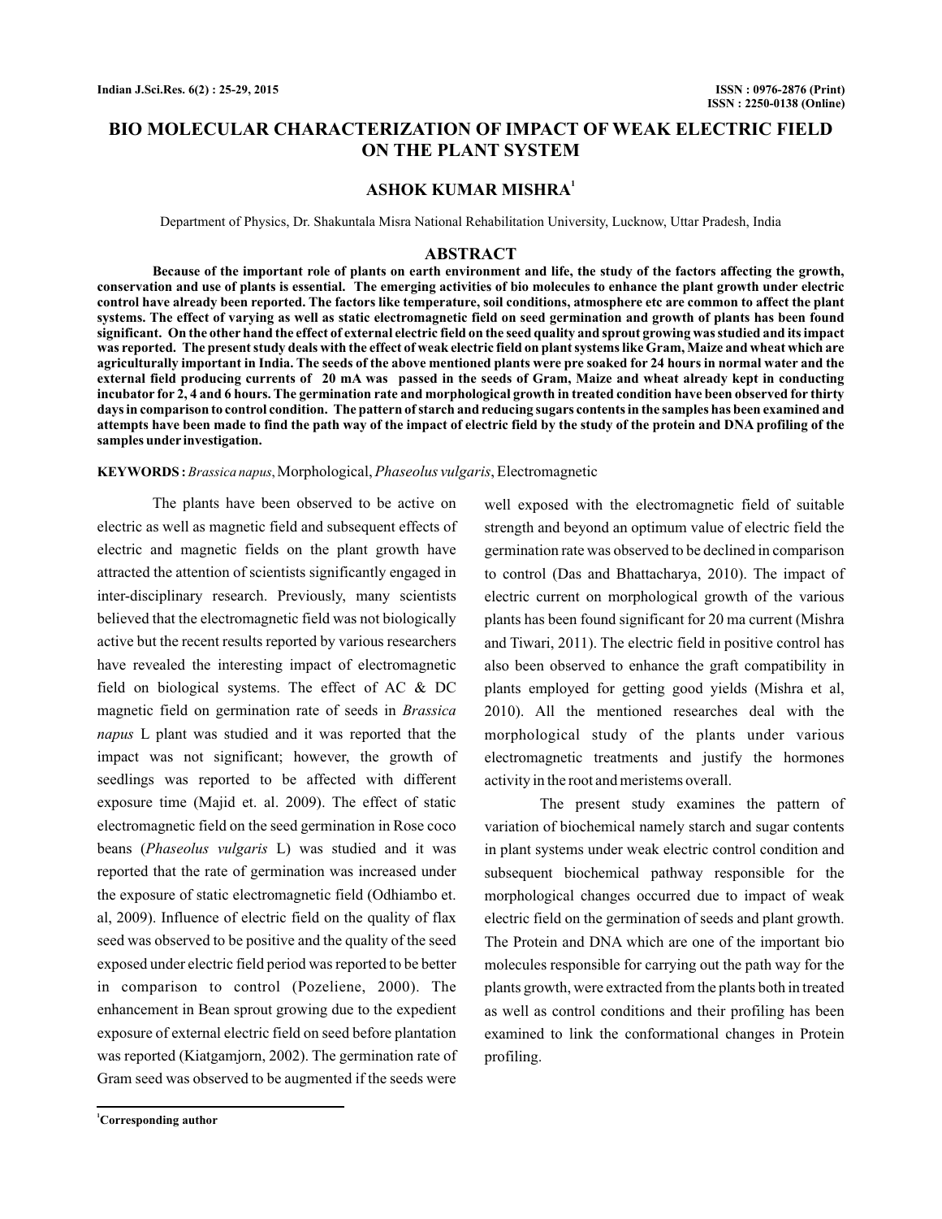# BIO MOLECULAR CHARACTERIZATION OF IMPACT OF WEAK ELECTRIC FIELD ON THE PLANT SYSTEM

## ASHOK KUMAR MISHRA[1]

Department of Physics, Dr. Shakuntala Misra National Rehabilitation University, Lucknow, Uttar Pradesh, India

## ABSTRACT

**Because of the important role of plants on earth environment and life, the study of the factors affecting the growth, conservation and use of plants is essential. The emerging activities of bio molecules to enhance the plant growth under electric control have already been reported. The factors like temperature, soil conditions, atmosphere etc are common to affect the plant systems. The effect of varying as well as static electromagnetic field on seed germination and growth of plants has been found significant. On the other hand the effect of external electric field on the seed quality and sprout growing was studied and its impact was reported. The present study deals with the effect of weak electric field on plant systems like Gram, Maize and wheat which are agriculturally important in India. The seeds of the above mentioned plants were pre soaked for 24 hours in normal water and the external field producing currents of 20 mA was passed in the seeds of Gram, Maize and wheat already kept in conducting incubator for 2, 4 and 6 hours. The germination rate and morphological growth in treated condition have been observed for thirty days in comparison to control condition. The pattern of starch and reducing sugars contents in the samples has been examined and attempts have been made to find the path way of the impact of electric field by the study of the protein and DNA profiling of the samples under investigation.**

**KEYWORDS :** *Brassica napus*, Morphological, *Phaseolus vulgaris*, Electromagnetic

The plants have been observed to be active on electric as well as magnetic field and subsequent effects of electric and magnetic fields on the plant growth have attracted the attention of scientists significantly engaged in inter-disciplinary research. Previously, many scientists believed that the electromagnetic field was not biologically active but the recent results reported by various researchers have revealed the interesting impact of electromagnetic field on biological systems. The effect of AC & DC magnetic field on germination rate of seeds in *Brassica napus* L plant was studied and it was reported that the impact was not significant; however, the growth of seedlings was reported to be affected with different exposure time (Majid et. al. 2009). The effect of static electromagnetic field on the seed germination in Rose coco beans (*Phaseolus vulgaris* L) was studied and it was reported that the rate of germination was increased under the exposure of static electromagnetic field (Odhiambo et. al, 2009). Influence of electric field on the quality of flax seed was observed to be positive and the quality of the seed exposed under electric field period was reported to be better in comparison to control (Pozeliene, 2000). The enhancement in Bean sprout growing due to the expedient exposure of external electric field on seed before plantation was reported (Kiatgamjorn, 2002). The germination rate of Gram seed was observed to be augmented if the seeds were well exposed with the electromagnetic field of suitable strength and beyond an optimum value of electric field the germination rate was observed to be declined in comparison to control (Das and Bhattacharya, 2010). The impact of electric current on morphological growth of the various plants has been found significant for 20 ma current (Mishra and Tiwari, 2011). The electric field in positive control has also been observed to enhance the graft compatibility in plants employed for getting good yields (Mishra et al, 2010). All the mentioned researches deal with the morphological study of the plants under various electromagnetic treatments and justify the hormones activity in the root and meristems overall.

The present study examines the pattern of variation of biochemical namely starch and sugar contents in plant systems under weak electric control condition and subsequent biochemical pathway responsible for the morphological changes occurred due to impact of weak electric field on the germination of seeds and plant growth. The Protein and DNA which are one of the important bio molecules responsible for carrying out the path way for the plants growth, were extracted from the plants both in treated as well as control conditions and their profiling has been examined to link the conformational changes in Protein profiling.

[1]Corresponding author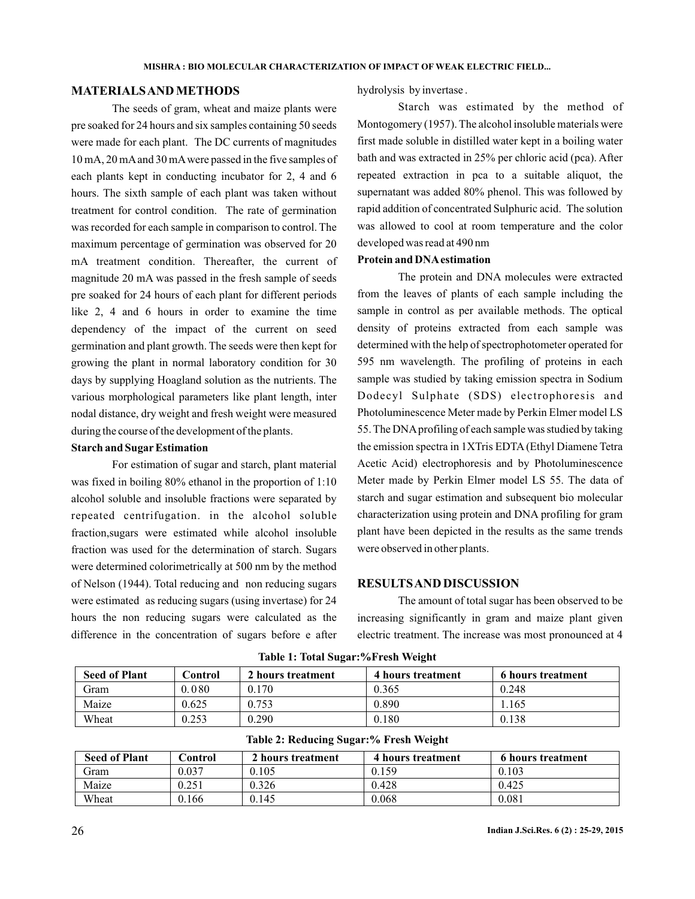## MATERIALS AND METHODS

The seeds of gram, wheat and maize plants were pre soaked for 24 hours and six samples containing 50 seeds were made for each plant. The DC currents of magnitudes 10 mA, 20 mA and 30 mA were passed in the five samples of each plants kept in conducting incubator for 2, 4 and 6 hours. The sixth sample of each plant was taken without treatment for control condition. The rate of germination was recorded for each sample in comparison to control. The maximum percentage of germination was observed for 20 mA treatment condition. Thereafter, the current of magnitude 20 mA was passed in the fresh sample of seeds pre soaked for 24 hours of each plant for different periods like 2, 4 and 6 hours in order to examine the time dependency of the impact of the current on seed germination and plant growth. The seeds were then kept for growing the plant in normal laboratory condition for 30 days by supplying Hoagland solution as the nutrients. The various morphological parameters like plant length, inter nodal distance, dry weight and fresh weight were measured during the course of the development of the plants.

### Starch and Sugar Estimation

For estimation of sugar and starch, plant material was fixed in boiling 80% ethanol in the proportion of 1:10 alcohol soluble and insoluble fractions were separated by repeated centrifugation. in the alcohol soluble fraction,sugars were estimated while alcohol insoluble fraction was used for the determination of starch. Sugars were determined colorimetrically at 500 nm by the method of Nelson (1944). Total reducing and non reducing sugars were estimated as reducing sugars (using invertase) for 24 hours the non reducing sugars were calculated as the difference in the concentration of sugars before e after hydrolysis by invertase .

Starch was estimated by the method of Montogomery (1957). The alcohol insoluble materials were first made soluble in distilled water kept in a boiling water bath and was extracted in 25% per chloric acid (pca). After repeated extraction in pca to a suitable aliquot, the supernatant was added 80% phenol. This was followed by rapid addition of concentrated Sulphuric acid. The solution was allowed to cool at room temperature and the color developed was read at 490 nm

### Protein and DNA estimation

The protein and DNA molecules were extracted from the leaves of plants of each sample including the sample in control as per available methods. The optical density of proteins extracted from each sample was determined with the help of spectrophotometer operated for 595 nm wavelength. The profiling of proteins in each sample was studied by taking emission spectra in Sodium Dodecyl Sulphate (SDS) electrophoresis and Photoluminescence Meter made by Perkin Elmer model LS 55. The DNA profiling of each sample was studied by taking the emission spectra in 1XTris EDTA (Ethyl Diamene Tetra Acetic Acid) electrophoresis and by Photoluminescence Meter made by Perkin Elmer model LS 55. The data of starch and sugar estimation and subsequent bio molecular characterization using protein and DNA profiling for gram plant have been depicted in the results as the same trends were observed in other plants.

## RESULTS AND DISCUSSION

The amount of total sugar has been observed to be increasing significantly in gram and maize plant given electric treatment. The increase was most pronounced at 4

**Table 1: Total Sugar:%Fresh Weight**

| Seed of Plant | Control | 2 hours treatment | 4 hours treatment | 6 hours treatment |
|---|---|---|---|---|
| Gram | 0.080 | 0.170 | 0.365 | 0.248 |
| Maize | 0.625 | 0.753 | 0.890 | 1.165 |
| Wheat | 0.253 | 0.290 | 0.180 | 0.138 |

**Table 2: Reducing Sugar:% Fresh Weight**

| Seed of Plant | Control | 2 hours treatment | 4 hours treatment | 6 hours treatment |
|---|---|---|---|---|
| Gram | 0.037 | 0.105 | 0.159 | 0.103 |
| Maize | 0.251 | 0.326 | 0.428 | 0.425 |
| Wheat | 0.166 | 0.145 | 0.068 | 0.081 |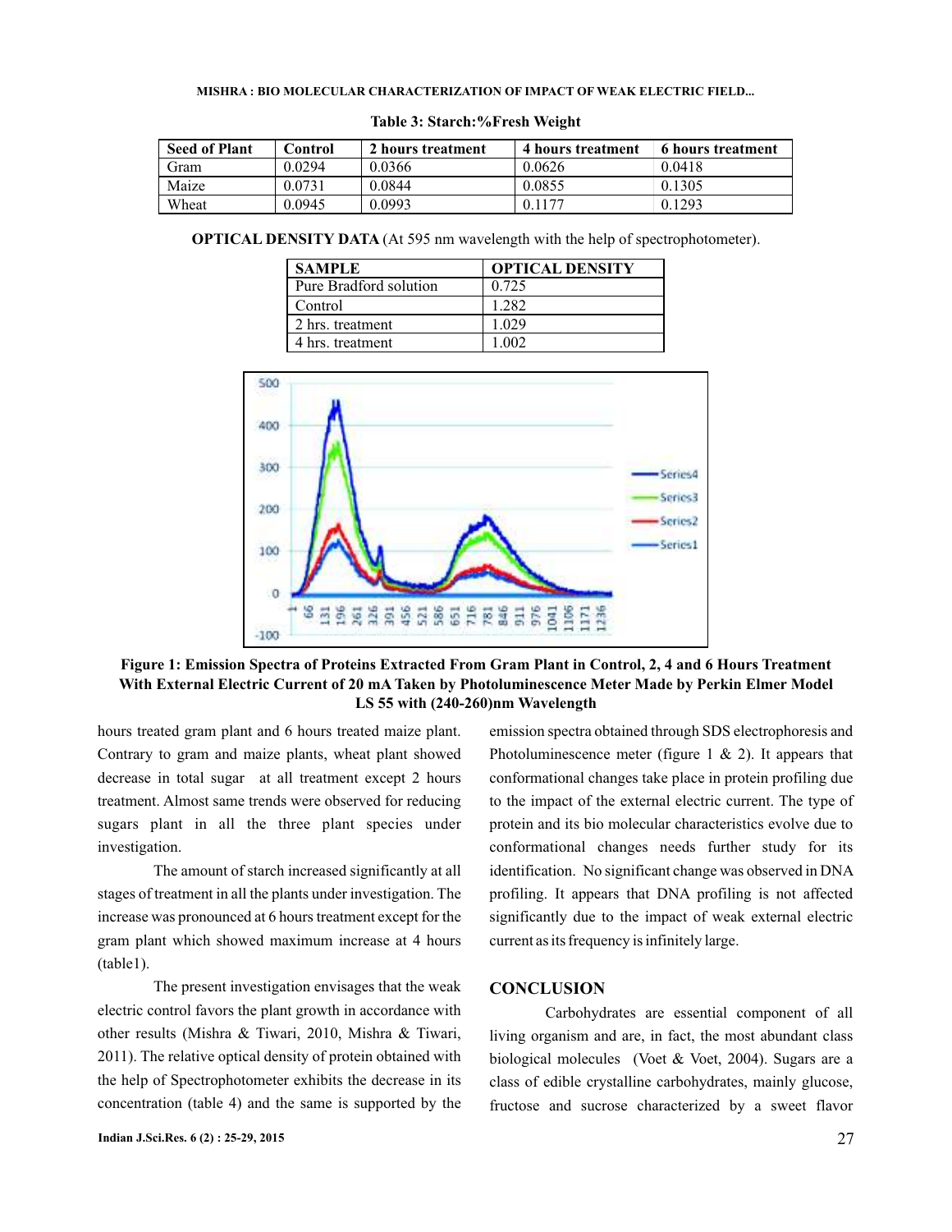**Table 3: Starch:%Fresh Weight**

| Seed of Plant | Control | 2 hours treatment | 4 hours treatment | 6 hours treatment |
|---|---|---|---|---|
| Gram | 0.0294 | 0.0366 | 0.0626 | 0.0418 |
| Maize | 0.0731 | 0.0844 | 0.0855 | 0.1305 |
| Wheat | 0.0945 | 0.0993 | 0.1177 | 0.1293 |

**OPTICAL DENSITY DATA** (At 595 nm wavelength with the help of spectrophotometer).

| SAMPLE | OPTICAL DENSITY |
|---|---|
| Pure Bradford solution | 0.725 |
| Control | 1.282 |
| 2 hrs. treatment | 1.029 |
| 4 hrs. treatment | 1.002 |

**Figure 1: Emission Spectra of Proteins Extracted From Gram Plant in Control, 2, 4 and 6 Hours Treatment With External Electric Current of 20 mA Taken by Photoluminescence Meter Made by Perkin Elmer Model LS 55 with (240-260)nm Wavelength**

hours treated gram plant and 6 hours treated maize plant. Contrary to gram and maize plants, wheat plant showed decrease in total sugar at all treatment except 2 hours treatment. Almost same trends were observed for reducing sugars plant in all the three plant species under investigation.

The amount of starch increased significantly at all stages of treatment in all the plants under investigation. The increase was pronounced at 6 hours treatment except for the gram plant which showed maximum increase at 4 hours (table1).

The present investigation envisages that the weak electric control favors the plant growth in accordance with other results (Mishra & Tiwari, 2010, Mishra & Tiwari, 2011). The relative optical density of protein obtained with the help of Spectrophotometer exhibits the decrease in its concentration (table 4) and the same is supported by the emission spectra obtained through SDS electrophoresis and Photoluminescence meter (figure 1 & 2). It appears that conformational changes take place in protein profiling due to the impact of the external electric current. The type of protein and its bio molecular characteristics evolve due to conformational changes needs further study for its identification. No significant change was observed in DNA profiling. It appears that DNA profiling is not affected significantly due to the impact of weak external electric current as its frequency is infinitely large.

## CONCLUSION

Carbohydrates are essential component of all living organism and are, in fact, the most abundant class biological molecules (Voet & Voet, 2004). Sugars are a class of edible crystalline carbohydrates, mainly glucose, fructose and sucrose characterized by a sweet flavor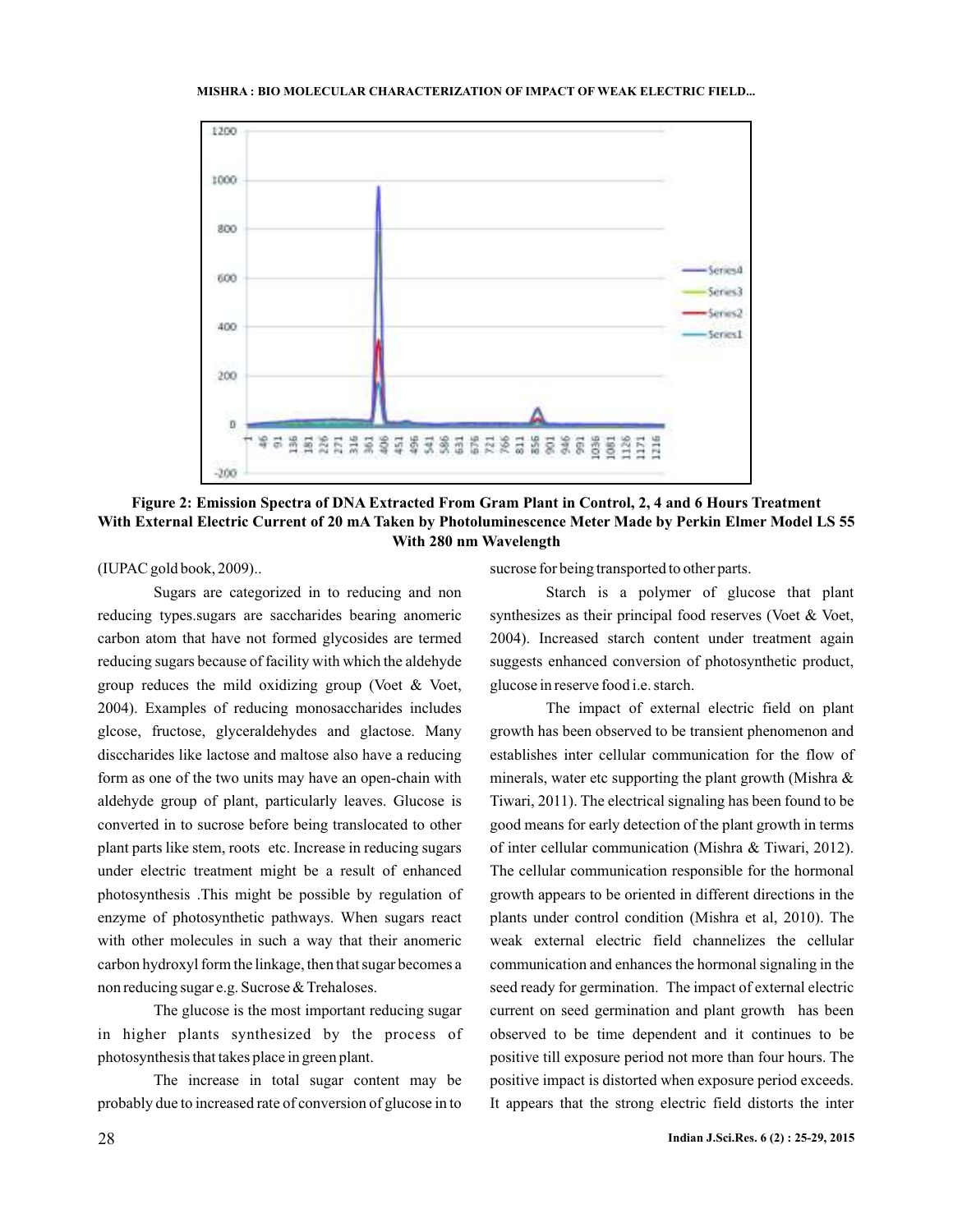**Figure 2: Emission Spectra of DNA Extracted From Gram Plant in Control, 2, 4 and 6 Hours Treatment With External Electric Current of 20 mA Taken by Photoluminescence Meter Made by Perkin Elmer Model LS 55 With 280 nm Wavelength**

(IUPAC gold book, 2009)..

Sugars are categorized in to reducing and non reducing types.sugars are saccharides bearing anomeric carbon atom that have not formed glycosides are termed reducing sugars because of facility with which the aldehyde group reduces the mild oxidizing group (Voet & Voet, 2004). Examples of reducing monosaccharides includes glcose, fructose, glyceraldehydes and glactose. Many disccharides like lactose and maltose also have a reducing form as one of the two units may have an open-chain with aldehyde group of plant, particularly leaves. Glucose is converted in to sucrose before being translocated to other plant parts like stem, roots etc. Increase in reducing sugars under electric treatment might be a result of enhanced photosynthesis .This might be possible by regulation of enzyme of photosynthetic pathways. When sugars react with other molecules in such a way that their anomeric carbon hydroxyl form the linkage, then that sugar becomes a non reducing sugar e.g. Sucrose & Trehaloses.

The glucose is the most important reducing sugar in higher plants synthesized by the process of photosynthesis that takes place in green plant.

The increase in total sugar content may be probably due to increased rate of conversion of glucose in to sucrose for being transported to other parts.

Starch is a polymer of glucose that plant synthesizes as their principal food reserves (Voet & Voet, 2004). Increased starch content under treatment again suggests enhanced conversion of photosynthetic product, glucose in reserve food i.e. starch.

The impact of external electric field on plant growth has been observed to be transient phenomenon and establishes inter cellular communication for the flow of minerals, water etc supporting the plant growth (Mishra & Tiwari, 2011). The electrical signaling has been found to be good means for early detection of the plant growth in terms of inter cellular communication (Mishra & Tiwari, 2012). The cellular communication responsible for the hormonal growth appears to be oriented in different directions in the plants under control condition (Mishra et al, 2010). The weak external electric field channelizes the cellular communication and enhances the hormonal signaling in the seed ready for germination. The impact of external electric current on seed germination and plant growth has been observed to be time dependent and it continues to be positive till exposure period not more than four hours. The positive impact is distorted when exposure period exceeds. It appears that the strong electric field distorts the inter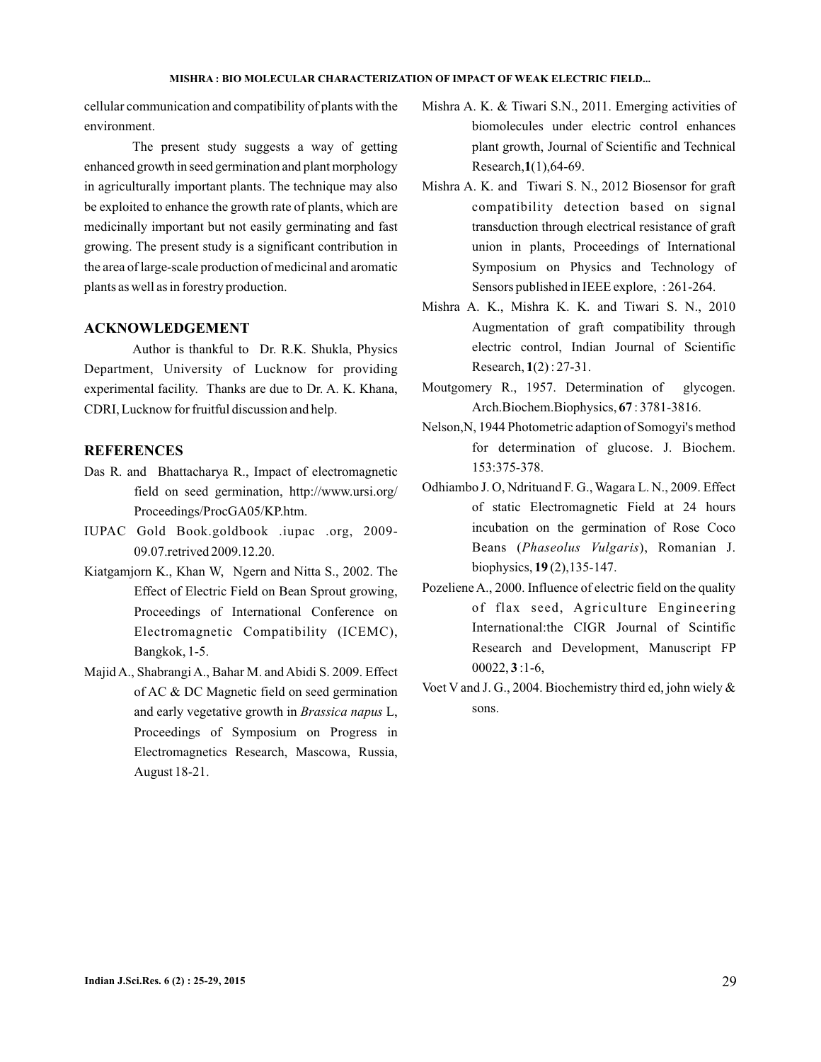cellular communication and compatibility of plants with the environment.

The present study suggests a way of getting enhanced growth in seed germination and plant morphology in agriculturally important plants. The technique may also be exploited to enhance the growth rate of plants, which are medicinally important but not easily germinating and fast growing. The present study is a significant contribution in the area of large-scale production of medicinal and aromatic plants as well as in forestry production.

## ACKNOWLEDGEMENT

Author is thankful to Dr. R.K. Shukla, Physics Department, University of Lucknow for providing experimental facility. Thanks are due to Dr. A. K. Khana, CDRI, Lucknow for fruitful discussion and help.

## REFERENCES

Das R. and Bhattacharya R., Impact of electromagnetic field on seed germination, http://www.ursi.org/Proceedings/ProcGA05/KP.htm.

IUPAC Gold Book.goldbook .iupac .org, 2009-09.07.retrived 2009.12.20.

Kiatgamjorn K., Khan W, Ngern and Nitta S., 2002. The Effect of Electric Field on Bean Sprout growing, Proceedings of International Conference on Electromagnetic Compatibility (ICEMC), Bangkok, 1-5.

Majid A., Shabrangi A., Bahar M. and Abidi S. 2009. Effect of AC & DC Magnetic field on seed germination and early vegetative growth in *Brassica napus* L, Proceedings of Symposium on Progress in Electromagnetics Research, Mascowa, Russia, August 18-21.

Mishra A. K. & Tiwari S.N., 2011. Emerging activities of biomolecules under electric control enhances plant growth, Journal of Scientific and Technical Research, **1**(1),64-69.

Mishra A. K. and Tiwari S. N., 2012 Biosensor for graft compatibility detection based on signal transduction through electrical resistance of graft union in plants, Proceedings of International Symposium on Physics and Technology of Sensors published in IEEE explore, : 261-264.

Mishra A. K., Mishra K. K. and Tiwari S. N., 2010 Augmentation of graft compatibility through electric control, Indian Journal of Scientific Research, **1**(2) : 27-31.

Moutgomery R., 1957. Determination of glycogen. Arch.Biochem.Biophysics, **67** : 3781-3816.

Nelson,N, 1944 Photometric adaption of Somogyi's method for determination of glucose. J. Biochem. 153:375-378.

Odhiambo J. O, Ndrituand F. G., Wagara L. N., 2009. Effect of static Electromagnetic Field at 24 hours incubation on the germination of Rose Coco Beans (*Phaseolus Vulgaris*), Romanian J. biophysics, **19** (2),135-147.

Pozeliene A., 2000. Influence of electric field on the quality of flax seed, Agriculture Engineering International:the CIGR Journal of Scintific Research and Development, Manuscript FP 00022, **3** :1-6,

Voet V and J. G., 2004. Biochemistry third ed, john wiely & sons.